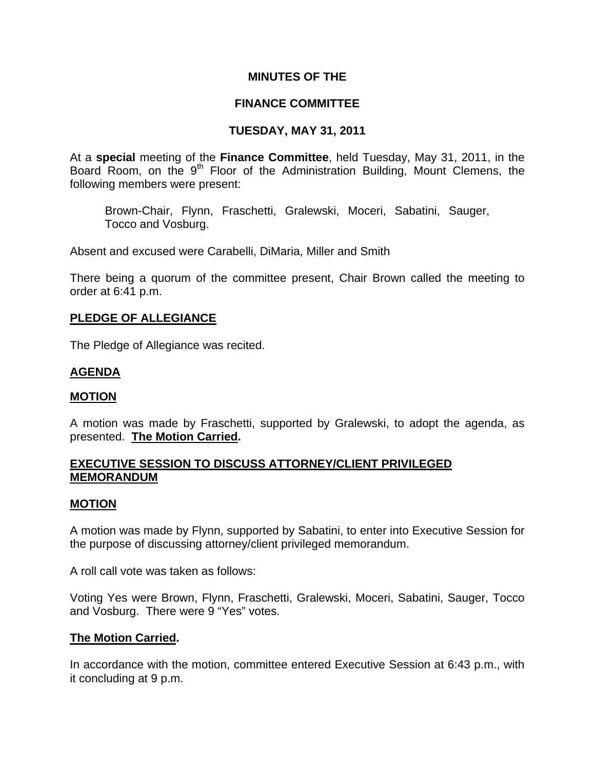# MINUTES OF THE

# FINANCE COMMITTEE

# TUESDAY, MAY 31, 2011

At a **special** meeting of the **Finance Committee**, held Tuesday, May 31, 2011, in the Board Room, on the 9th Floor of the Administration Building, Mount Clemens, the following members were present:

> Brown-Chair, Flynn, Fraschetti, Gralewski, Moceri, Sabatini, Sauger, Tocco and Vosburg.

Absent and excused were Carabelli, DiMaria, Miller and Smith

There being a quorum of the committee present, Chair Brown called the meeting to order at 6:41 p.m.

## PLEDGE OF ALLEGIANCE

The Pledge of Allegiance was recited.

## AGENDA

## MOTION

A motion was made by Fraschetti, supported by Gralewski, to adopt the agenda, as presented. **The Motion Carried.**

## EXECUTIVE SESSION TO DISCUSS ATTORNEY/CLIENT PRIVILEGED MEMORANDUM

## MOTION

A motion was made by Flynn, supported by Sabatini, to enter into Executive Session for the purpose of discussing attorney/client privileged memorandum.

A roll call vote was taken as follows:

Voting Yes were Brown, Flynn, Fraschetti, Gralewski, Moceri, Sabatini, Sauger, Tocco and Vosburg. There were 9 "Yes" votes.

**The Motion Carried.**

In accordance with the motion, committee entered Executive Session at 6:43 p.m., with it concluding at 9 p.m.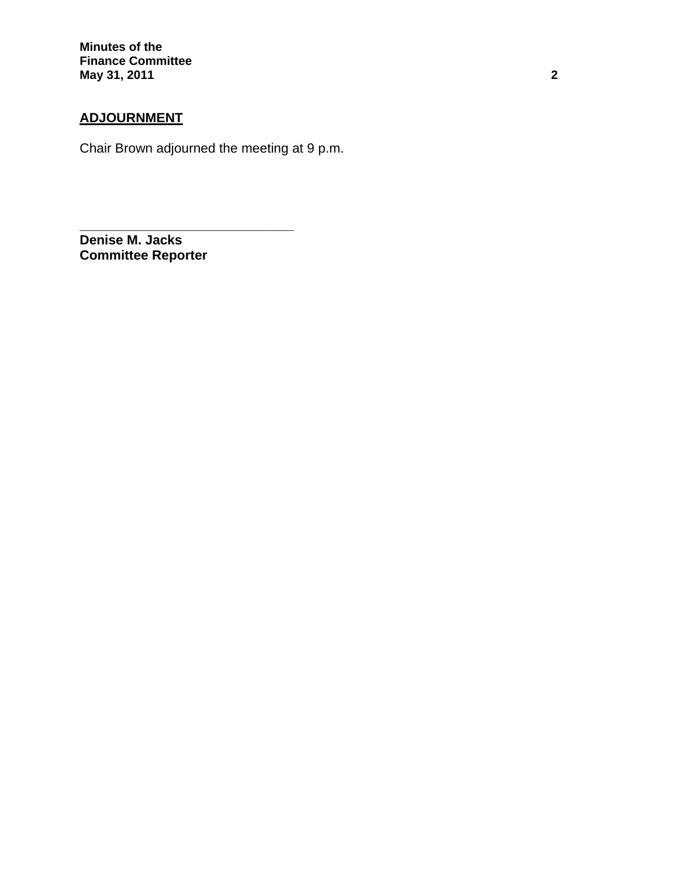## ADJOURNMENT

Chair Brown adjourned the meeting at 9 p.m.

______________________________

**Denise M. Jacks**
**Committee Reporter**